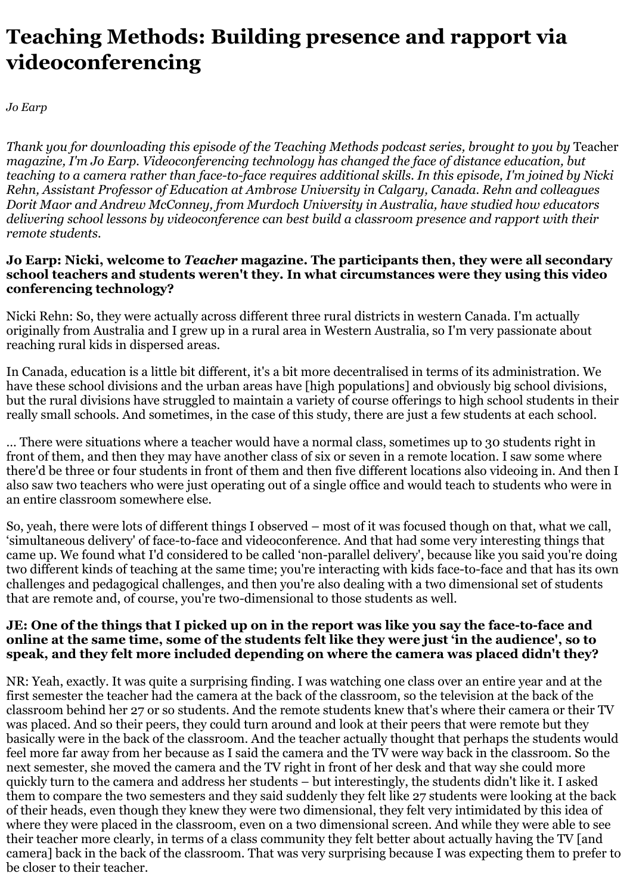# Teaching Methods: Building presence and rapport via videoconferencing

*Jo Earp*

*Thank you for downloading this episode of the Teaching Methods podcast series, brought to you by* Teacher *magazine, I'm Jo Earp. Videoconferencing technology has changed the face of distance education, but teaching to a camera rather than face-to-face requires additional skills. In this episode, I'm joined by Nicki Rehn, Assistant Professor of Education at Ambrose University in Calgary, Canada. Rehn and colleagues Dorit Maor and Andrew McConney, from Murdoch University in Australia, have studied how educators delivering school lessons by videoconference can best build a classroom presence and rapport with their remote students.*

**Jo Earp: Nicki, welcome to *Teacher* magazine. The participants then, they were all secondary school teachers and students weren't they. In what circumstances were they using this video conferencing technology?**

Nicki Rehn: So, they were actually across different three rural districts in western Canada. I'm actually originally from Australia and I grew up in a rural area in Western Australia, so I'm very passionate about reaching rural kids in dispersed areas.

In Canada, education is a little bit different, it's a bit more decentralised in terms of its administration. We have these school divisions and the urban areas have [high populations] and obviously big school divisions, but the rural divisions have struggled to maintain a variety of course offerings to high school students in their really small schools. And sometimes, in the case of this study, there are just a few students at each school.

… There were situations where a teacher would have a normal class, sometimes up to 30 students right in front of them, and then they may have another class of six or seven in a remote location. I saw some where there'd be three or four students in front of them and then five different locations also videoing in. And then I also saw two teachers who were just operating out of a single office and would teach to students who were in an entire classroom somewhere else.

So, yeah, there were lots of different things I observed – most of it was focused though on that, what we call, 'simultaneous delivery' of face-to-face and videoconference. And that had some very interesting things that came up. We found what I'd considered to be called 'non-parallel delivery', because like you said you're doing two different kinds of teaching at the same time; you're interacting with kids face-to-face and that has its own challenges and pedagogical challenges, and then you're also dealing with a two dimensional set of students that are remote and, of course, you're two-dimensional to those students as well.

**JE: One of the things that I picked up on in the report was like you say the face-to-face and online at the same time, some of the students felt like they were just 'in the audience', so to speak, and they felt more included depending on where the camera was placed didn't they?**

NR: Yeah, exactly. It was quite a surprising finding. I was watching one class over an entire year and at the first semester the teacher had the camera at the back of the classroom, so the television at the back of the classroom behind her 27 or so students. And the remote students knew that's where their camera or their TV was placed. And so their peers, they could turn around and look at their peers that were remote but they basically were in the back of the classroom. And the teacher actually thought that perhaps the students would feel more far away from her because as I said the camera and the TV were way back in the classroom. So the next semester, she moved the camera and the TV right in front of her desk and that way she could more quickly turn to the camera and address her students – but interestingly, the students didn't like it. I asked them to compare the two semesters and they said suddenly they felt like 27 students were looking at the back of their heads, even though they knew they were two dimensional, they felt very intimidated by this idea of where they were placed in the classroom, even on a two dimensional screen. And while they were able to see their teacher more clearly, in terms of a class community they felt better about actually having the TV [and camera] back in the back of the classroom. That was very surprising because I was expecting them to prefer to be closer to their teacher.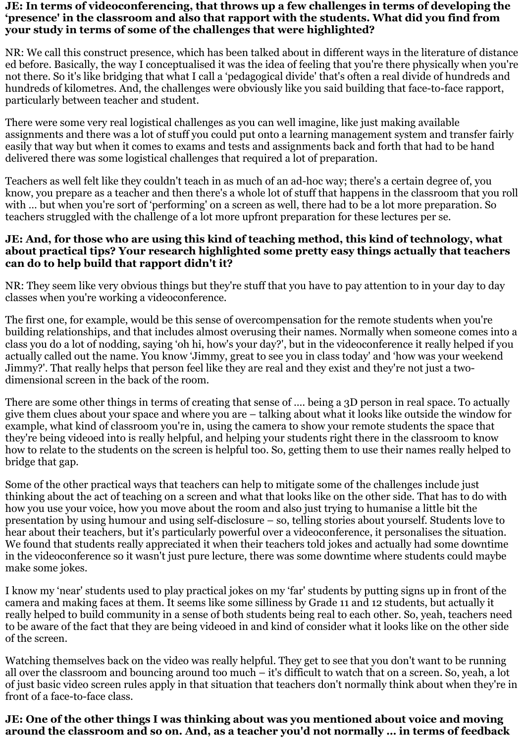**JE: In terms of videoconferencing, that throws up a few challenges in terms of developing the 'presence' in the classroom and also that rapport with the students. What did you find from your study in terms of some of the challenges that were highlighted?**

NR: We call this construct presence, which has been talked about in different ways in the literature of distance ed before. Basically, the way I conceptualised it was the idea of feeling that you're there physically when you're not there. So it's like bridging that what I call a 'pedagogical divide' that's often a real divide of hundreds and hundreds of kilometres. And, the challenges were obviously like you said building that face-to-face rapport, particularly between teacher and student.

There were some very real logistical challenges as you can well imagine, like just making available assignments and there was a lot of stuff you could put onto a learning management system and transfer fairly easily that way but when it comes to exams and tests and assignments back and forth that had to be hand delivered there was some logistical challenges that required a lot of preparation.

Teachers as well felt like they couldn't teach in as much of an ad-hoc way; there's a certain degree of, you know, you prepare as a teacher and then there's a whole lot of stuff that happens in the classroom that you roll with … but when you're sort of 'performing' on a screen as well, there had to be a lot more preparation. So teachers struggled with the challenge of a lot more upfront preparation for these lectures per se.

**JE: And, for those who are using this kind of teaching method, this kind of technology, what about practical tips? Your research highlighted some pretty easy things actually that teachers can do to help build that rapport didn't it?**

NR: They seem like very obvious things but they're stuff that you have to pay attention to in your day to day classes when you're working a videoconference.

The first one, for example, would be this sense of overcompensation for the remote students when you're building relationships, and that includes almost overusing their names. Normally when someone comes into a class you do a lot of nodding, saying 'oh hi, how's your day?', but in the videoconference it really helped if you actually called out the name. You know 'Jimmy, great to see you in class today' and 'how was your weekend Jimmy?'. That really helps that person feel like they are real and they exist and they're not just a two-dimensional screen in the back of the room.

There are some other things in terms of creating that sense of …. being a 3D person in real space. To actually give them clues about your space and where you are – talking about what it looks like outside the window for example, what kind of classroom you're in, using the camera to show your remote students the space that they're being videoed into is really helpful, and helping your students right there in the classroom to know how to relate to the students on the screen is helpful too. So, getting them to use their names really helped to bridge that gap.

Some of the other practical ways that teachers can help to mitigate some of the challenges include just thinking about the act of teaching on a screen and what that looks like on the other side. That has to do with how you use your voice, how you move about the room and also just trying to humanise a little bit the presentation by using humour and using self-disclosure – so, telling stories about yourself. Students love to hear about their teachers, but it's particularly powerful over a videoconference, it personalises the situation. We found that students really appreciated it when their teachers told jokes and actually had some downtime in the videoconference so it wasn't just pure lecture, there was some downtime where students could maybe make some jokes.

I know my 'near' students used to play practical jokes on my 'far' students by putting signs up in front of the camera and making faces at them. It seems like some silliness by Grade 11 and 12 students, but actually it really helped to build community in a sense of both students being real to each other. So, yeah, teachers need to be aware of the fact that they are being videoed in and kind of consider what it looks like on the other side of the screen.

Watching themselves back on the video was really helpful. They get to see that you don't want to be running all over the classroom and bouncing around too much – it's difficult to watch that on a screen. So, yeah, a lot of just basic video screen rules apply in that situation that teachers don't normally think about when they're in front of a face-to-face class.

**JE: One of the other things I was thinking about was you mentioned about voice and moving around the classroom and so on. And, as a teacher you'd not normally … in terms of feedback**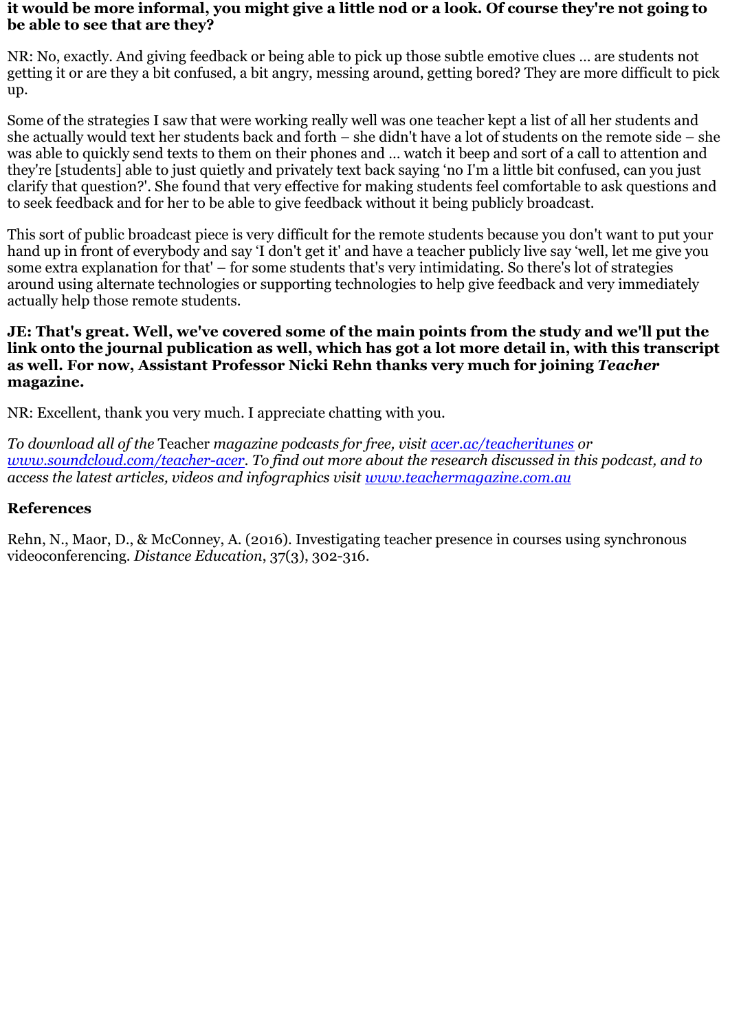**it would be more informal, you might give a little nod or a look. Of course they're not going to be able to see that are they?**

NR: No, exactly. And giving feedback or being able to pick up those subtle emotive clues … are students not getting it or are they a bit confused, a bit angry, messing around, getting bored? They are more difficult to pick up.

Some of the strategies I saw that were working really well was one teacher kept a list of all her students and she actually would text her students back and forth – she didn't have a lot of students on the remote side – she was able to quickly send texts to them on their phones and … watch it beep and sort of a call to attention and they're [students] able to just quietly and privately text back saying 'no I'm a little bit confused, can you just clarify that question?'. She found that very effective for making students feel comfortable to ask questions and to seek feedback and for her to be able to give feedback without it being publicly broadcast.

This sort of public broadcast piece is very difficult for the remote students because you don't want to put your hand up in front of everybody and say 'I don't get it' and have a teacher publicly live say 'well, let me give you some extra explanation for that' – for some students that's very intimidating. So there's lot of strategies around using alternate technologies or supporting technologies to help give feedback and very immediately actually help those remote students.

**JE: That's great. Well, we've covered some of the main points from the study and we'll put the link onto the journal publication as well, which has got a lot more detail in, with this transcript as well. For now, Assistant Professor Nicki Rehn thanks very much for joining *Teacher* magazine.**

NR: Excellent, thank you very much. I appreciate chatting with you.

*To download all of the* Teacher *magazine podcasts for free, visit [acer.ac/teacheritunes](acer.ac/teacheritunes) or [www.soundcloud.com/teacher-acer](www.soundcloud.com/teacher-acer). To find out more about the research discussed in this podcast, and to access the latest articles, videos and infographics visit [www.teachermagazine.com.au](www.teachermagazine.com.au)*

## References

Rehn, N., Maor, D., & McConney, A. (2016). Investigating teacher presence in courses using synchronous videoconferencing. *Distance Education*, 37(3), 302-316.